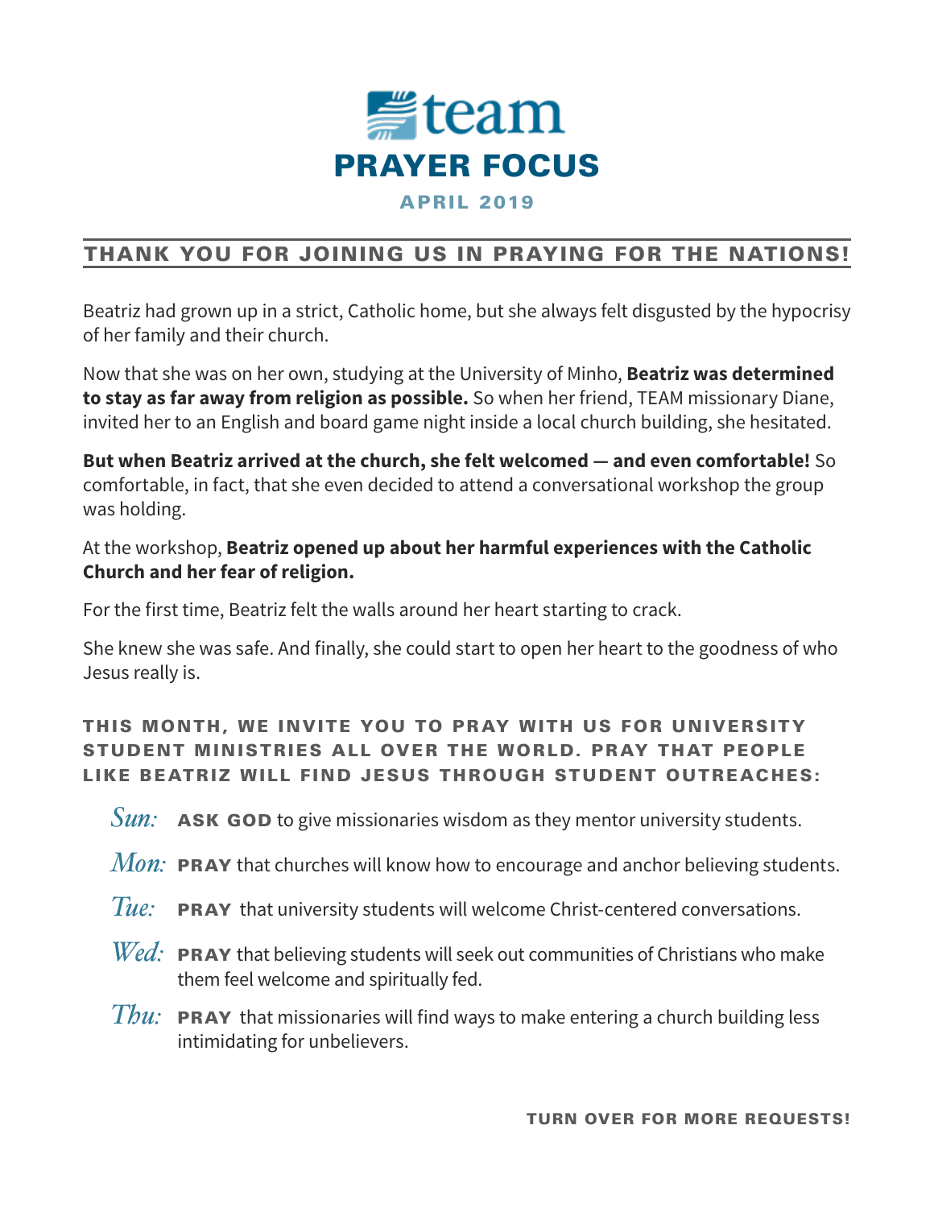# team

# PRAYER FOCUS

## APRIL 2019

## THANK YOU FOR JOINING US IN PRAYING FOR THE NATIONS!

Beatriz had grown up in a strict, Catholic home, but she always felt disgusted by the hypocrisy of her family and their church.

Now that she was on her own, studying at the University of Minho, **Beatriz was determined to stay as far away from religion as possible.** So when her friend, TEAM missionary Diane, invited her to an English and board game night inside a local church building, she hesitated.

**But when Beatriz arrived at the church, she felt welcomed — and even comfortable!** So comfortable, in fact, that she even decided to attend a conversational workshop the group was holding.

At the workshop, **Beatriz opened up about her harmful experiences with the Catholic Church and her fear of religion.**

For the first time, Beatriz felt the walls around her heart starting to crack.

She knew she was safe. And finally, she could start to open her heart to the goodness of who Jesus really is.

### THIS MONTH, WE INVITE YOU TO PRAY WITH US FOR UNIVERSITY STUDENT MINISTRIES ALL OVER THE WORLD. PRAY THAT PEOPLE LIKE BEATRIZ WILL FIND JESUS THROUGH STUDENT OUTREACHES:

- *Sun:* **ASK GOD** to give missionaries wisdom as they mentor university students.
- *Mon:* **PRAY** that churches will know how to encourage and anchor believing students.
- *Tue:* **PRAY** that university students will welcome Christ-centered conversations.
- *Wed:* **PRAY** that believing students will seek out communities of Christians who make them feel welcome and spiritually fed.
- *Thu:* **PRAY** that missionaries will find ways to make entering a church building less intimidating for unbelievers.

**TURN OVER FOR MORE REQUESTS!**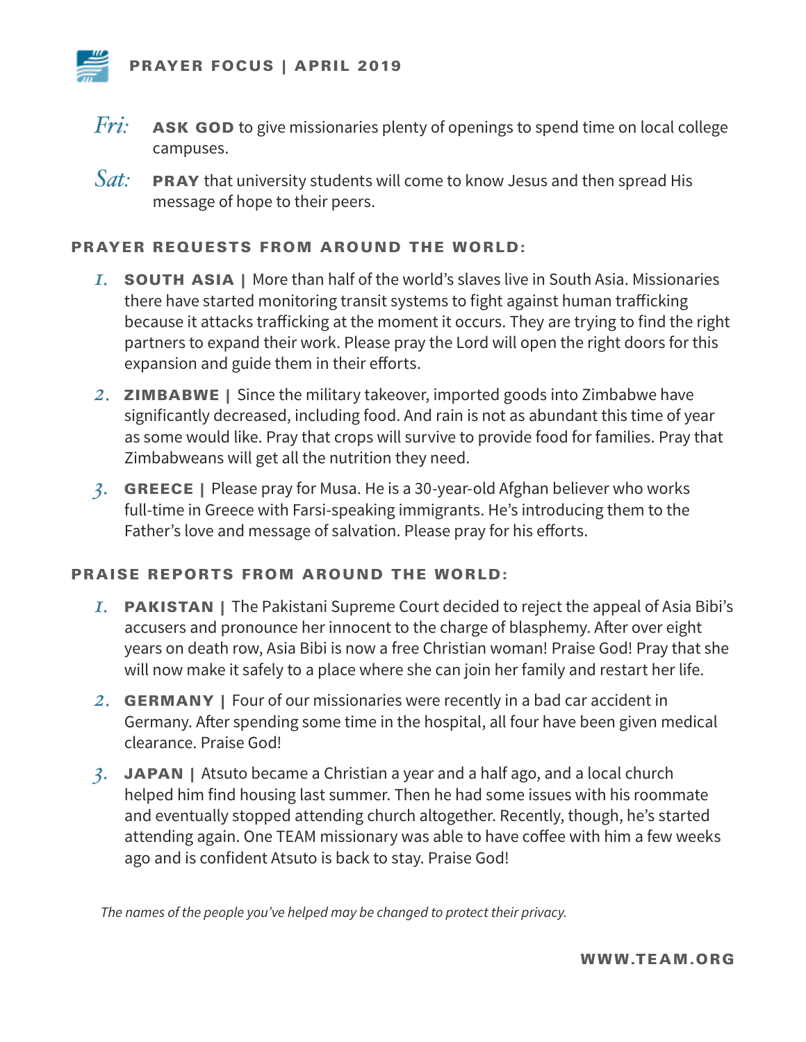*Fri:* **ASK GOD** to give missionaries plenty of openings to spend time on local college campuses.

*Sat:* **PRAY** that university students will come to know Jesus and then spread His message of hope to their peers.

## PRAYER REQUESTS FROM AROUND THE WORLD:

1. **SOUTH ASIA |** More than half of the world's slaves live in South Asia. Missionaries there have started monitoring transit systems to fight against human trafficking because it attacks trafficking at the moment it occurs. They are trying to find the right partners to expand their work. Please pray the Lord will open the right doors for this expansion and guide them in their efforts.

2. **ZIMBABWE |** Since the military takeover, imported goods into Zimbabwe have significantly decreased, including food. And rain is not as abundant this time of year as some would like. Pray that crops will survive to provide food for families. Pray that Zimbabweans will get all the nutrition they need.

3. **GREECE |** Please pray for Musa. He is a 30-year-old Afghan believer who works full-time in Greece with Farsi-speaking immigrants. He's introducing them to the Father's love and message of salvation. Please pray for his efforts.

## PRAISE REPORTS FROM AROUND THE WORLD:

1. **PAKISTAN |** The Pakistani Supreme Court decided to reject the appeal of Asia Bibi's accusers and pronounce her innocent to the charge of blasphemy. After over eight years on death row, Asia Bibi is now a free Christian woman! Praise God! Pray that she will now make it safely to a place where she can join her family and restart her life.

2. **GERMANY |** Four of our missionaries were recently in a bad car accident in Germany. After spending some time in the hospital, all four have been given medical clearance. Praise God!

3. **JAPAN |** Atsuto became a Christian a year and a half ago, and a local church helped him find housing last summer. Then he had some issues with his roommate and eventually stopped attending church altogether. Recently, though, he's started attending again. One TEAM missionary was able to have coffee with him a few weeks ago and is confident Atsuto is back to stay. Praise God!

*The names of the people you've helped may be changed to protect their privacy.*

**WWW.TEAM.ORG**